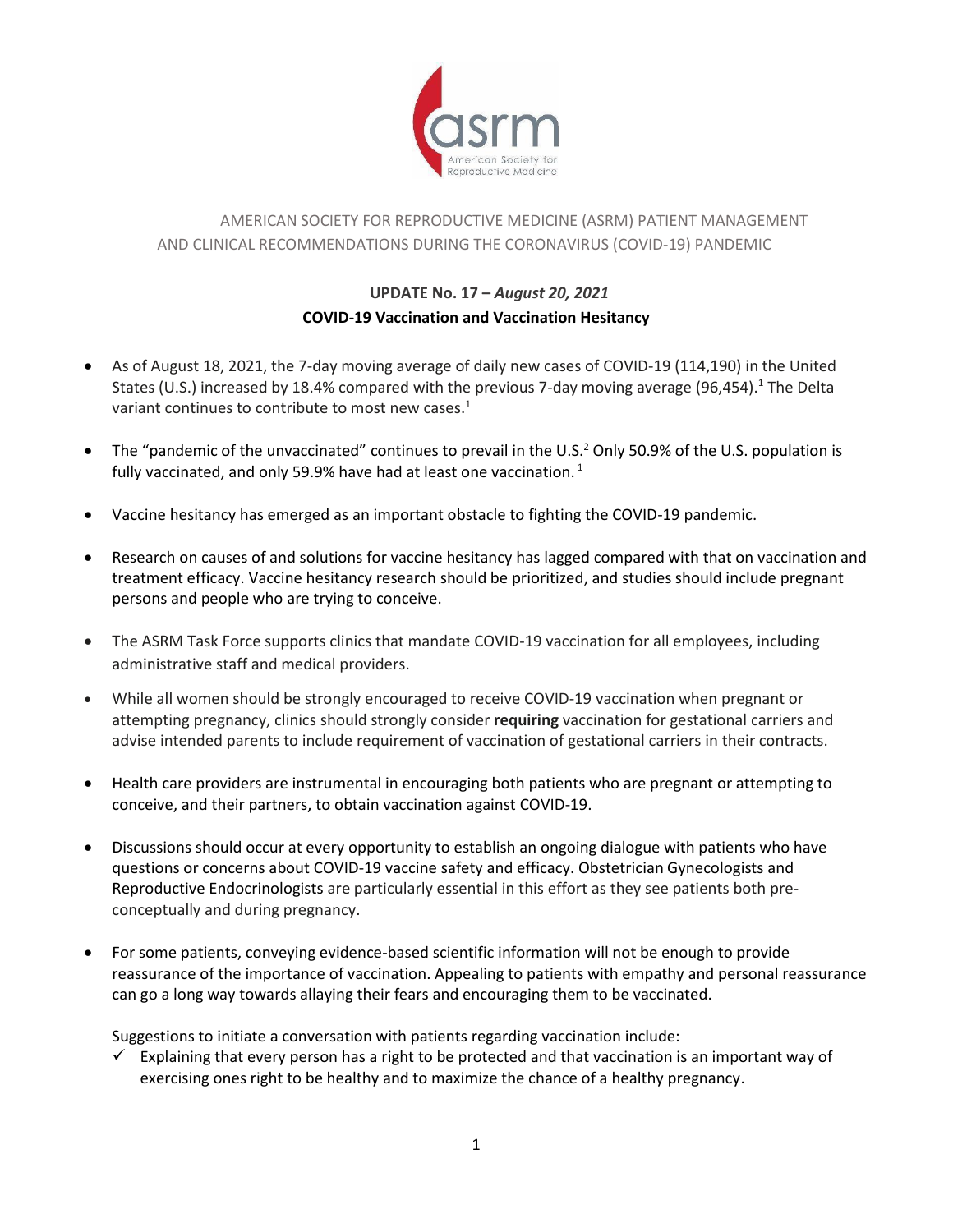AMERICAN SOCIETY FOR REPRODUCTIVE MEDICINE (ASRM) PATIENT MANAGEMENT AND CLINICAL RECOMMENDATIONS DURING THE CORONAVIRUS (COVID-19) PANDEMIC

## UPDATE No. 17 – *August 20, 2021*

## COVID-19 Vaccination and Vaccination Hesitancy

- As of August 18, 2021, the 7-day moving average of daily new cases of COVID-19 (114,190) in the United States (U.S.) increased by 18.4% compared with the previous 7-day moving average (96,454).[1] The Delta variant continues to contribute to most new cases.[1]

- The "pandemic of the unvaccinated" continues to prevail in the U.S.[2] Only 50.9% of the U.S. population is fully vaccinated, and only 59.9% have had at least one vaccination.[1]

- Vaccine hesitancy has emerged as an important obstacle to fighting the COVID-19 pandemic.

- Research on causes of and solutions for vaccine hesitancy has lagged compared with that on vaccination and treatment efficacy. Vaccine hesitancy research should be prioritized, and studies should include pregnant persons and people who are trying to conceive.

- The ASRM Task Force supports clinics that mandate COVID-19 vaccination for all employees, including administrative staff and medical providers.

- While all women should be strongly encouraged to receive COVID-19 vaccination when pregnant or attempting pregnancy, clinics should strongly consider **requiring** vaccination for gestational carriers and advise intended parents to include requirement of vaccination of gestational carriers in their contracts.

- Health care providers are instrumental in encouraging both patients who are pregnant or attempting to conceive, and their partners, to obtain vaccination against COVID-19.

- Discussions should occur at every opportunity to establish an ongoing dialogue with patients who have questions or concerns about COVID-19 vaccine safety and efficacy. Obstetrician Gynecologists and Reproductive Endocrinologists are particularly essential in this effort as they see patients both pre-conceptually and during pregnancy.

- For some patients, conveying evidence-based scientific information will not be enough to provide reassurance of the importance of vaccination. Appealing to patients with empathy and personal reassurance can go a long way towards allaying their fears and encouraging them to be vaccinated.

  Suggestions to initiate a conversation with patients regarding vaccination include:
  - ✓ Explaining that every person has a right to be protected and that vaccination is an important way of exercising ones right to be healthy and to maximize the chance of a healthy pregnancy.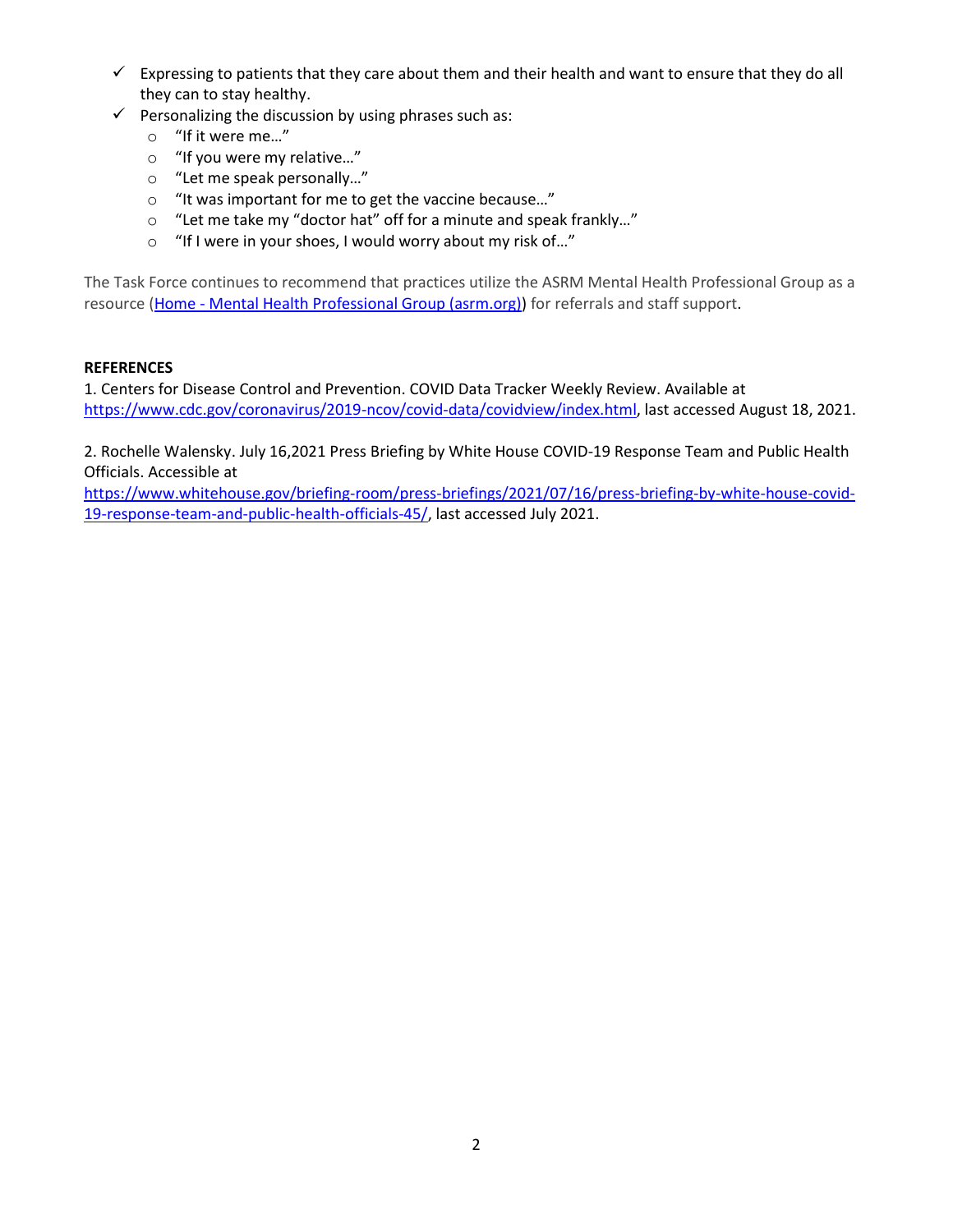- ✓ Expressing to patients that they care about them and their health and want to ensure that they do all they can to stay healthy.
- ✓ Personalizing the discussion by using phrases such as:
  - "If it were me…"
  - "If you were my relative…"
  - "Let me speak personally…"
  - "It was important for me to get the vaccine because…"
  - "Let me take my "doctor hat" off for a minute and speak frankly…"
  - "If I were in your shoes, I would worry about my risk of…"

The Task Force continues to recommend that practices utilize the ASRM Mental Health Professional Group as a resource ([Home - Mental Health Professional Group (asrm.org)]) for referrals and staff support.

**REFERENCES**

1. Centers for Disease Control and Prevention. COVID Data Tracker Weekly Review. Available at https://www.cdc.gov/coronavirus/2019-ncov/covid-data/covidview/index.html, last accessed August 18, 2021.

2. Rochelle Walensky. July 16,2021 Press Briefing by White House COVID-19 Response Team and Public Health Officials. Accessible at https://www.whitehouse.gov/briefing-room/press-briefings/2021/07/16/press-briefing-by-white-house-covid-19-response-team-and-public-health-officials-45/, last accessed July 2021.